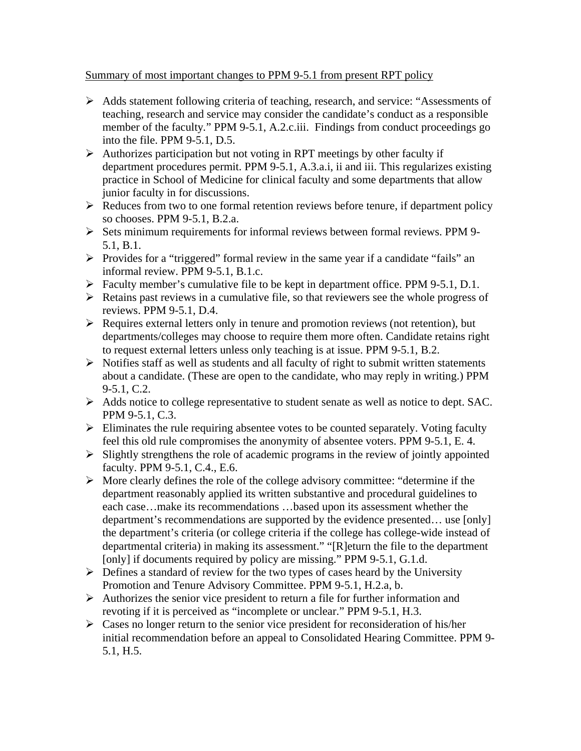Summary of most important changes to PPM 9-5.1 from present RPT policy

- Adds statement following criteria of teaching, research, and service: "Assessments of teaching, research and service may consider the candidate's conduct as a responsible member of the faculty." PPM 9-5.1, A.2.c.iii. Findings from conduct proceedings go into the file. PPM 9-5.1, D.5.
- Authorizes participation but not voting in RPT meetings by other faculty if department procedures permit. PPM 9-5.1, A.3.a.i, ii and iii. This regularizes existing practice in School of Medicine for clinical faculty and some departments that allow junior faculty in for discussions.
- Reduces from two to one formal retention reviews before tenure, if department policy so chooses. PPM 9-5.1, B.2.a.
- Sets minimum requirements for informal reviews between formal reviews. PPM 9-5.1, B.1.
- Provides for a "triggered" formal review in the same year if a candidate "fails" an informal review. PPM 9-5.1, B.1.c.
- Faculty member's cumulative file to be kept in department office. PPM 9-5.1, D.1.
- Retains past reviews in a cumulative file, so that reviewers see the whole progress of reviews. PPM 9-5.1, D.4.
- Requires external letters only in tenure and promotion reviews (not retention), but departments/colleges may choose to require them more often. Candidate retains right to request external letters unless only teaching is at issue. PPM 9-5.1, B.2.
- Notifies staff as well as students and all faculty of right to submit written statements about a candidate. (These are open to the candidate, who may reply in writing.) PPM 9-5.1, C.2.
- Adds notice to college representative to student senate as well as notice to dept. SAC. PPM 9-5.1, C.3.
- Eliminates the rule requiring absentee votes to be counted separately. Voting faculty feel this old rule compromises the anonymity of absentee voters. PPM 9-5.1, E. 4.
- Slightly strengthens the role of academic programs in the review of jointly appointed faculty. PPM 9-5.1, C.4., E.6.
- More clearly defines the role of the college advisory committee: "determine if the department reasonably applied its written substantive and procedural guidelines to each case…make its recommendations …based upon its assessment whether the department's recommendations are supported by the evidence presented… use [only] the department's criteria (or college criteria if the college has college-wide instead of departmental criteria) in making its assessment." "[R]eturn the file to the department [only] if documents required by policy are missing." PPM 9-5.1, G.1.d.
- Defines a standard of review for the two types of cases heard by the University Promotion and Tenure Advisory Committee. PPM 9-5.1, H.2.a, b.
- Authorizes the senior vice president to return a file for further information and revoting if it is perceived as "incomplete or unclear." PPM 9-5.1, H.3.
- Cases no longer return to the senior vice president for reconsideration of his/her initial recommendation before an appeal to Consolidated Hearing Committee. PPM 9-5.1, H.5.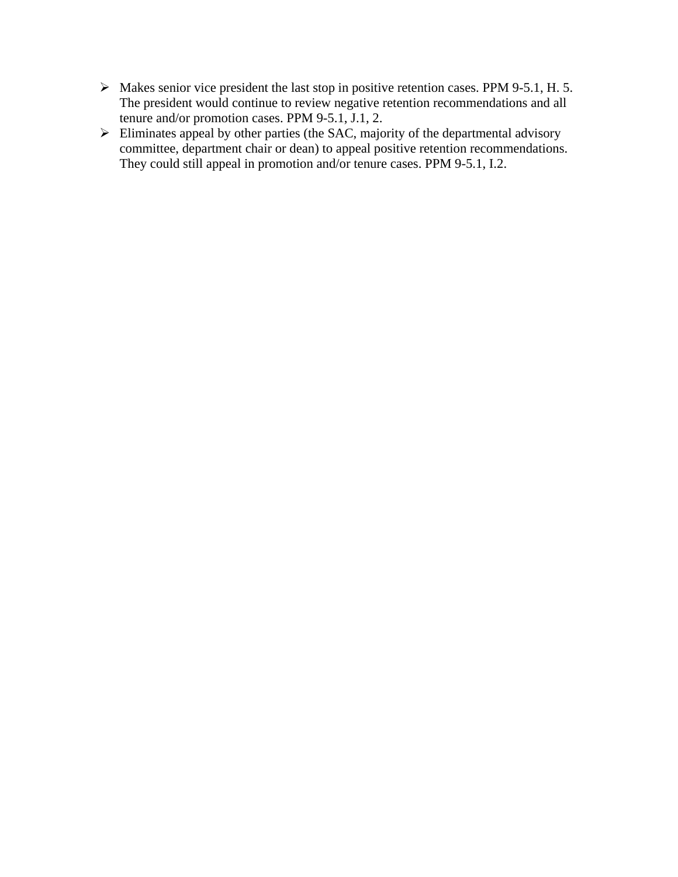- Makes senior vice president the last stop in positive retention cases. PPM 9-5.1, H. 5. The president would continue to review negative retention recommendations and all tenure and/or promotion cases. PPM 9-5.1, J.1, 2.
- Eliminates appeal by other parties (the SAC, majority of the departmental advisory committee, department chair or dean) to appeal positive retention recommendations. They could still appeal in promotion and/or tenure cases. PPM 9-5.1, I.2.